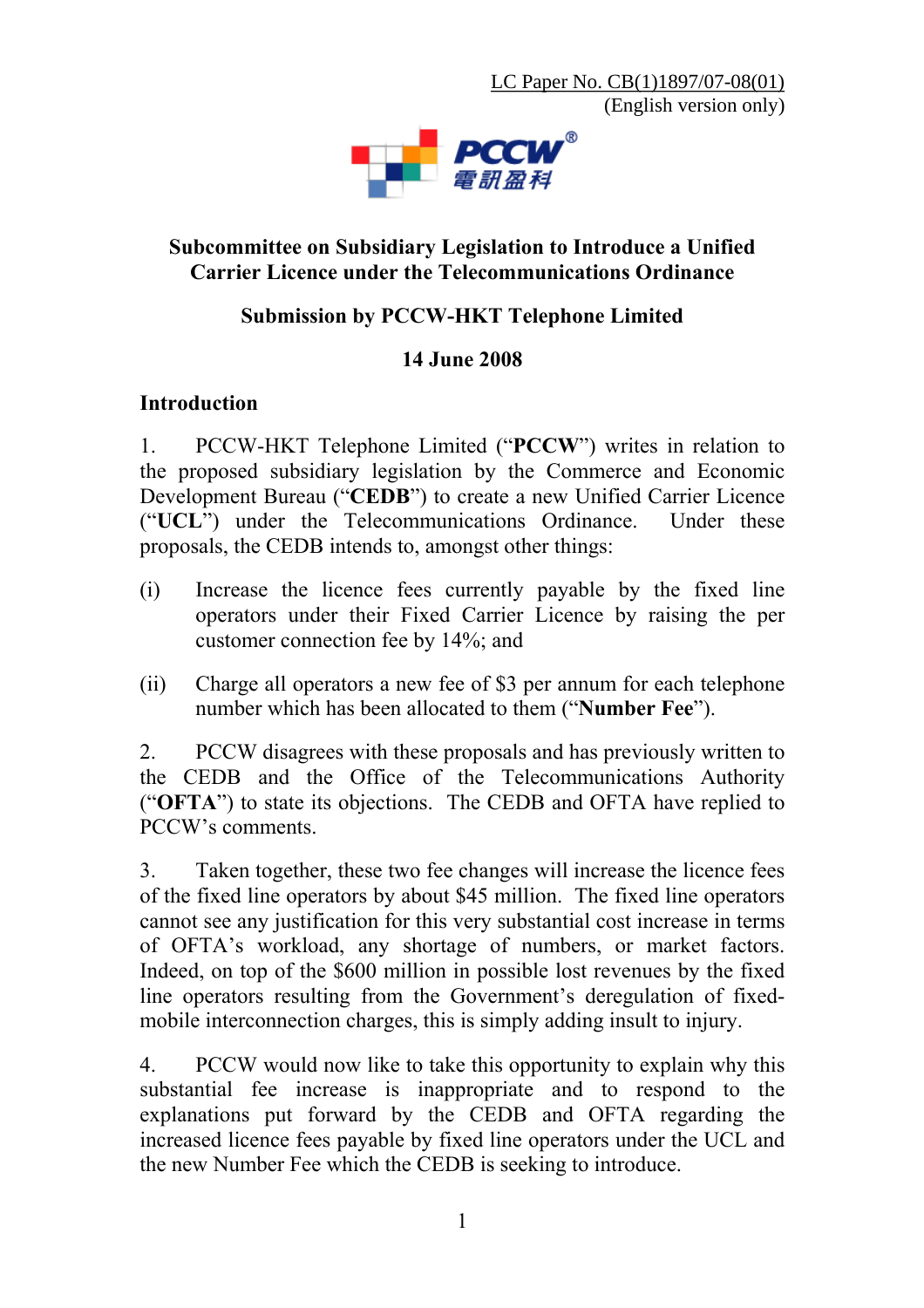LC Paper No. CB(1)1897/07-08(01)
(English version only)

PCCW 電訊盈科

# Subcommittee on Subsidiary Legislation to Introduce a Unified Carrier Licence under the Telecommunications Ordinance

## Submission by PCCW-HKT Telephone Limited

## 14 June 2008

### Introduction

1. PCCW-HKT Telephone Limited ("**PCCW**") writes in relation to the proposed subsidiary legislation by the Commerce and Economic Development Bureau ("**CEDB**") to create a new Unified Carrier Licence ("**UCL**") under the Telecommunications Ordinance. Under these proposals, the CEDB intends to, amongst other things:

(i) Increase the licence fees currently payable by the fixed line operators under their Fixed Carrier Licence by raising the per customer connection fee by 14%; and

(ii) Charge all operators a new fee of $3 per annum for each telephone number which has been allocated to them ("**Number Fee**").

2. PCCW disagrees with these proposals and has previously written to the CEDB and the Office of the Telecommunications Authority ("**OFTA**") to state its objections. The CEDB and OFTA have replied to PCCW's comments.

3. Taken together, these two fee changes will increase the licence fees of the fixed line operators by about $45 million. The fixed line operators cannot see any justification for this very substantial cost increase in terms of OFTA's workload, any shortage of numbers, or market factors. Indeed, on top of the $600 million in possible lost revenues by the fixed line operators resulting from the Government's deregulation of fixed-mobile interconnection charges, this is simply adding insult to injury.

4. PCCW would now like to take this opportunity to explain why this substantial fee increase is inappropriate and to respond to the explanations put forward by the CEDB and OFTA regarding the increased licence fees payable by fixed line operators under the UCL and the new Number Fee which the CEDB is seeking to introduce.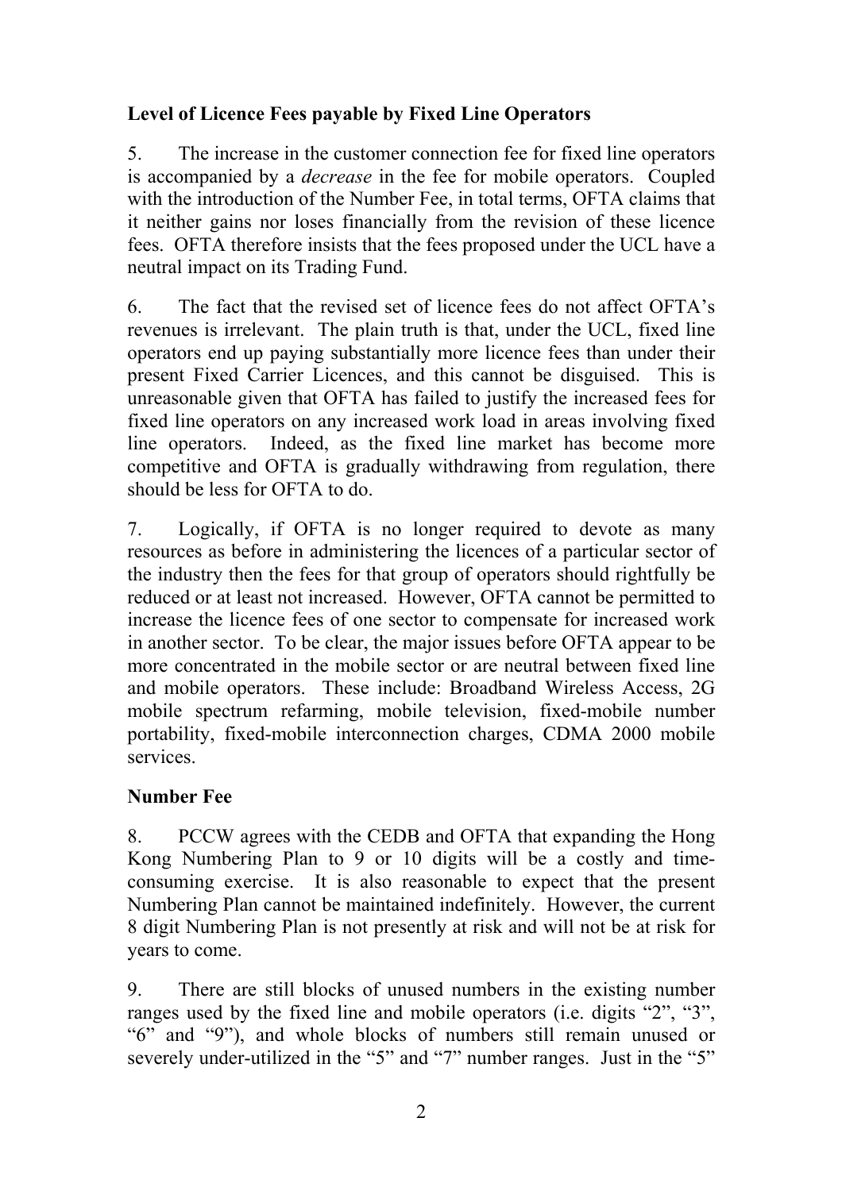**Level of Licence Fees payable by Fixed Line Operators**

5. The increase in the customer connection fee for fixed line operators is accompanied by a *decrease* in the fee for mobile operators. Coupled with the introduction of the Number Fee, in total terms, OFTA claims that it neither gains nor loses financially from the revision of these licence fees. OFTA therefore insists that the fees proposed under the UCL have a neutral impact on its Trading Fund.

6. The fact that the revised set of licence fees do not affect OFTA's revenues is irrelevant. The plain truth is that, under the UCL, fixed line operators end up paying substantially more licence fees than under their present Fixed Carrier Licences, and this cannot be disguised. This is unreasonable given that OFTA has failed to justify the increased fees for fixed line operators on any increased work load in areas involving fixed line operators. Indeed, as the fixed line market has become more competitive and OFTA is gradually withdrawing from regulation, there should be less for OFTA to do.

7. Logically, if OFTA is no longer required to devote as many resources as before in administering the licences of a particular sector of the industry then the fees for that group of operators should rightfully be reduced or at least not increased. However, OFTA cannot be permitted to increase the licence fees of one sector to compensate for increased work in another sector. To be clear, the major issues before OFTA appear to be more concentrated in the mobile sector or are neutral between fixed line and mobile operators. These include: Broadband Wireless Access, 2G mobile spectrum refarming, mobile television, fixed-mobile number portability, fixed-mobile interconnection charges, CDMA 2000 mobile services.

**Number Fee**

8. PCCW agrees with the CEDB and OFTA that expanding the Hong Kong Numbering Plan to 9 or 10 digits will be a costly and time-consuming exercise. It is also reasonable to expect that the present Numbering Plan cannot be maintained indefinitely. However, the current 8 digit Numbering Plan is not presently at risk and will not be at risk for years to come.

9. There are still blocks of unused numbers in the existing number ranges used by the fixed line and mobile operators (i.e. digits "2", "3", "6" and "9"), and whole blocks of numbers still remain unused or severely under-utilized in the "5" and "7" number ranges. Just in the "5"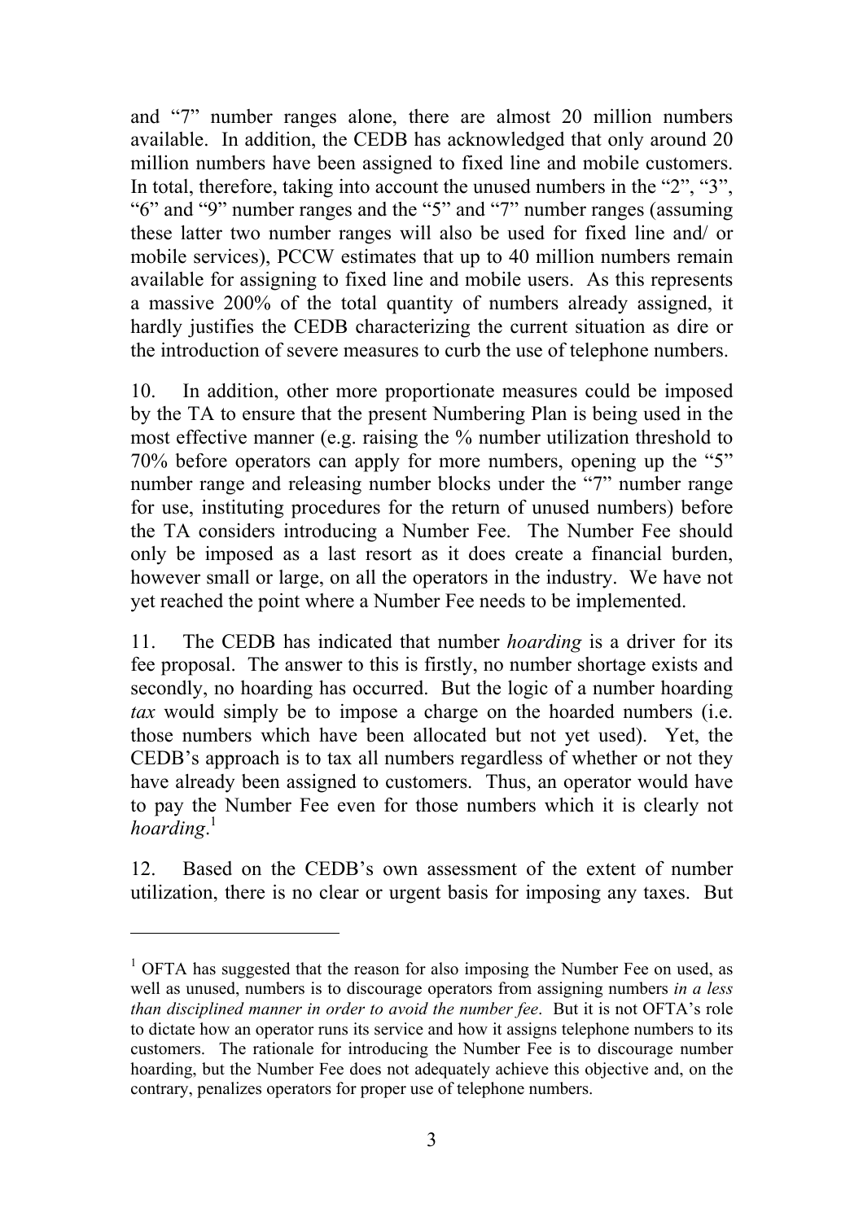and "7" number ranges alone, there are almost 20 million numbers available. In addition, the CEDB has acknowledged that only around 20 million numbers have been assigned to fixed line and mobile customers. In total, therefore, taking into account the unused numbers in the "2", "3", "6" and "9" number ranges and the "5" and "7" number ranges (assuming these latter two number ranges will also be used for fixed line and/ or mobile services), PCCW estimates that up to 40 million numbers remain available for assigning to fixed line and mobile users. As this represents a massive 200% of the total quantity of numbers already assigned, it hardly justifies the CEDB characterizing the current situation as dire or the introduction of severe measures to curb the use of telephone numbers.

10. In addition, other more proportionate measures could be imposed by the TA to ensure that the present Numbering Plan is being used in the most effective manner (e.g. raising the % number utilization threshold to 70% before operators can apply for more numbers, opening up the "5" number range and releasing number blocks under the "7" number range for use, instituting procedures for the return of unused numbers) before the TA considers introducing a Number Fee. The Number Fee should only be imposed as a last resort as it does create a financial burden, however small or large, on all the operators in the industry. We have not yet reached the point where a Number Fee needs to be implemented.

11. The CEDB has indicated that number *hoarding* is a driver for its fee proposal. The answer to this is firstly, no number shortage exists and secondly, no hoarding has occurred. But the logic of a number hoarding *tax* would simply be to impose a charge on the hoarded numbers (i.e. those numbers which have been allocated but not yet used). Yet, the CEDB's approach is to tax all numbers regardless of whether or not they have already been assigned to customers. Thus, an operator would have to pay the Number Fee even for those numbers which it is clearly not *hoarding*.[1]

12. Based on the CEDB's own assessment of the extent of number utilization, there is no clear or urgent basis for imposing any taxes. But

[1] OFTA has suggested that the reason for also imposing the Number Fee on used, as well as unused, numbers is to discourage operators from assigning numbers *in a less than disciplined manner in order to avoid the number fee*. But it is not OFTA's role to dictate how an operator runs its service and how it assigns telephone numbers to its customers. The rationale for introducing the Number Fee is to discourage number hoarding, but the Number Fee does not adequately achieve this objective and, on the contrary, penalizes operators for proper use of telephone numbers.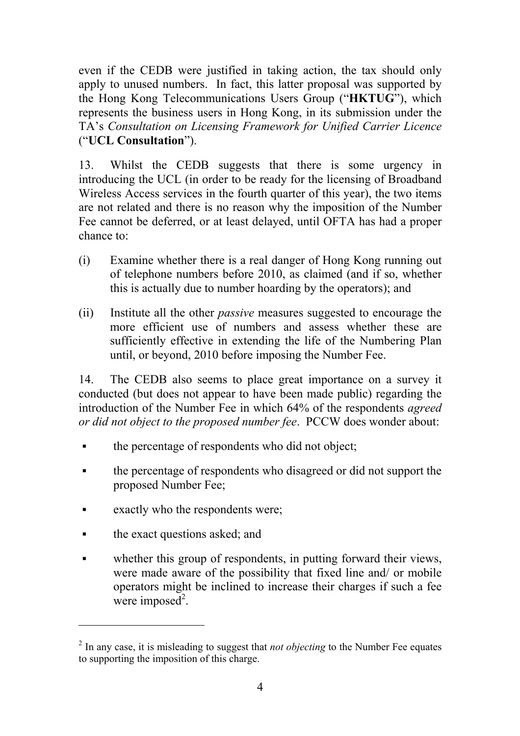even if the CEDB were justified in taking action, the tax should only apply to unused numbers. In fact, this latter proposal was supported by the Hong Kong Telecommunications Users Group ("**HKTUG**"), which represents the business users in Hong Kong, in its submission under the TA's *Consultation on Licensing Framework for Unified Carrier Licence* ("**UCL Consultation**").

13. Whilst the CEDB suggests that there is some urgency in introducing the UCL (in order to be ready for the licensing of Broadband Wireless Access services in the fourth quarter of this year), the two items are not related and there is no reason why the imposition of the Number Fee cannot be deferred, or at least delayed, until OFTA has had a proper chance to:

(i) Examine whether there is a real danger of Hong Kong running out of telephone numbers before 2010, as claimed (and if so, whether this is actually due to number hoarding by the operators); and

(ii) Institute all the other *passive* measures suggested to encourage the more efficient use of numbers and assess whether these are sufficiently effective in extending the life of the Numbering Plan until, or beyond, 2010 before imposing the Number Fee.

14. The CEDB also seems to place great importance on a survey it conducted (but does not appear to have been made public) regarding the introduction of the Number Fee in which 64% of the respondents *agreed or did not object to the proposed number fee*. PCCW does wonder about:

- the percentage of respondents who did not object;
- the percentage of respondents who disagreed or did not support the proposed Number Fee;
- exactly who the respondents were;
- the exact questions asked; and
- whether this group of respondents, in putting forward their views, were made aware of the possibility that fixed line and/ or mobile operators might be inclined to increase their charges if such a fee were imposed[2].

---

[2] In any case, it is misleading to suggest that *not objecting* to the Number Fee equates to supporting the imposition of this charge.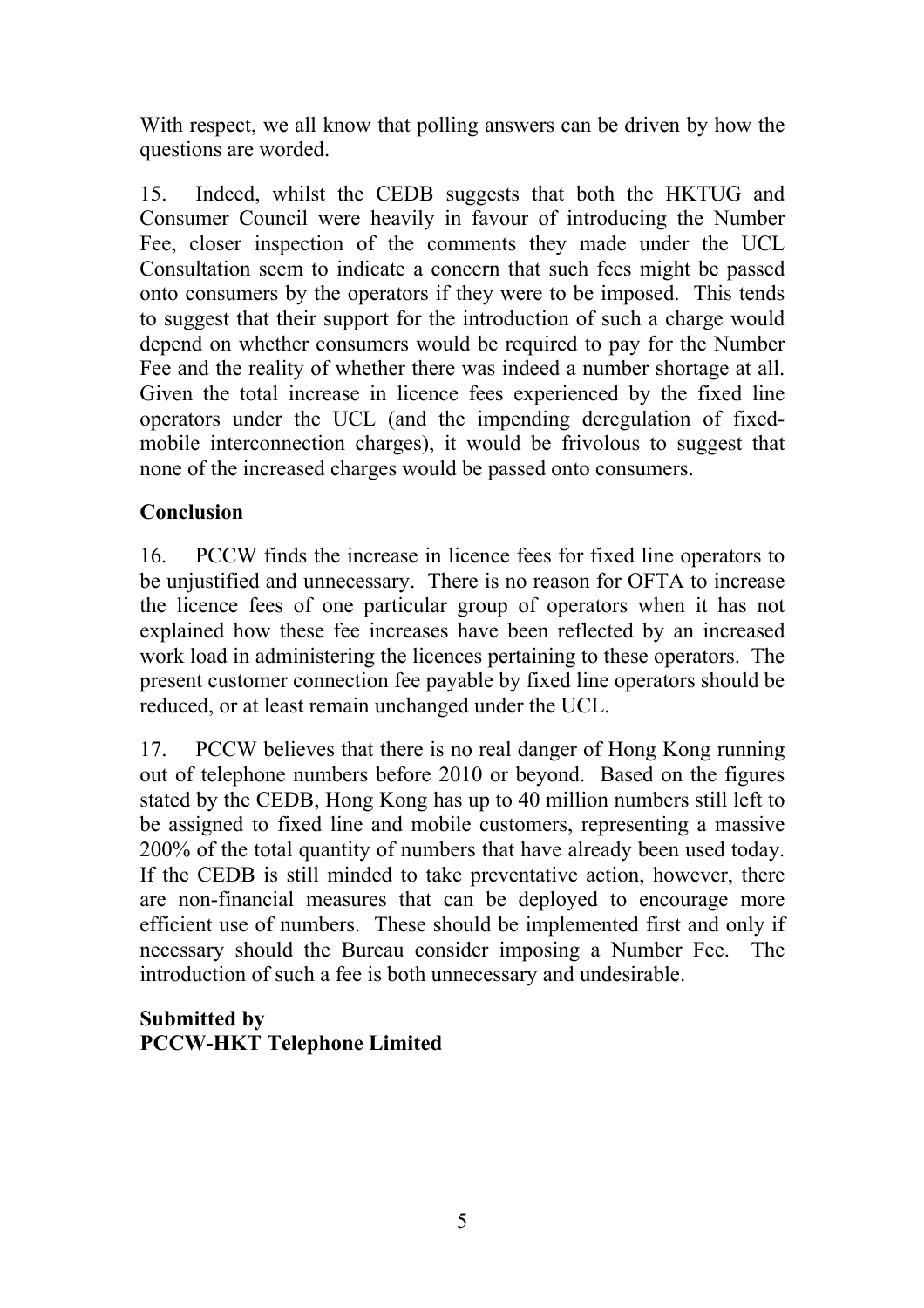With respect, we all know that polling answers can be driven by how the questions are worded.

15. Indeed, whilst the CEDB suggests that both the HKTUG and Consumer Council were heavily in favour of introducing the Number Fee, closer inspection of the comments they made under the UCL Consultation seem to indicate a concern that such fees might be passed onto consumers by the operators if they were to be imposed. This tends to suggest that their support for the introduction of such a charge would depend on whether consumers would be required to pay for the Number Fee and the reality of whether there was indeed a number shortage at all. Given the total increase in licence fees experienced by the fixed line operators under the UCL (and the impending deregulation of fixed-mobile interconnection charges), it would be frivolous to suggest that none of the increased charges would be passed onto consumers.

**Conclusion**

16. PCCW finds the increase in licence fees for fixed line operators to be unjustified and unnecessary. There is no reason for OFTA to increase the licence fees of one particular group of operators when it has not explained how these fee increases have been reflected by an increased work load in administering the licences pertaining to these operators. The present customer connection fee payable by fixed line operators should be reduced, or at least remain unchanged under the UCL.

17. PCCW believes that there is no real danger of Hong Kong running out of telephone numbers before 2010 or beyond. Based on the figures stated by the CEDB, Hong Kong has up to 40 million numbers still left to be assigned to fixed line and mobile customers, representing a massive 200% of the total quantity of numbers that have already been used today. If the CEDB is still minded to take preventative action, however, there are non-financial measures that can be deployed to encourage more efficient use of numbers. These should be implemented first and only if necessary should the Bureau consider imposing a Number Fee. The introduction of such a fee is both unnecessary and undesirable.

**Submitted by**
**PCCW-HKT Telephone Limited**